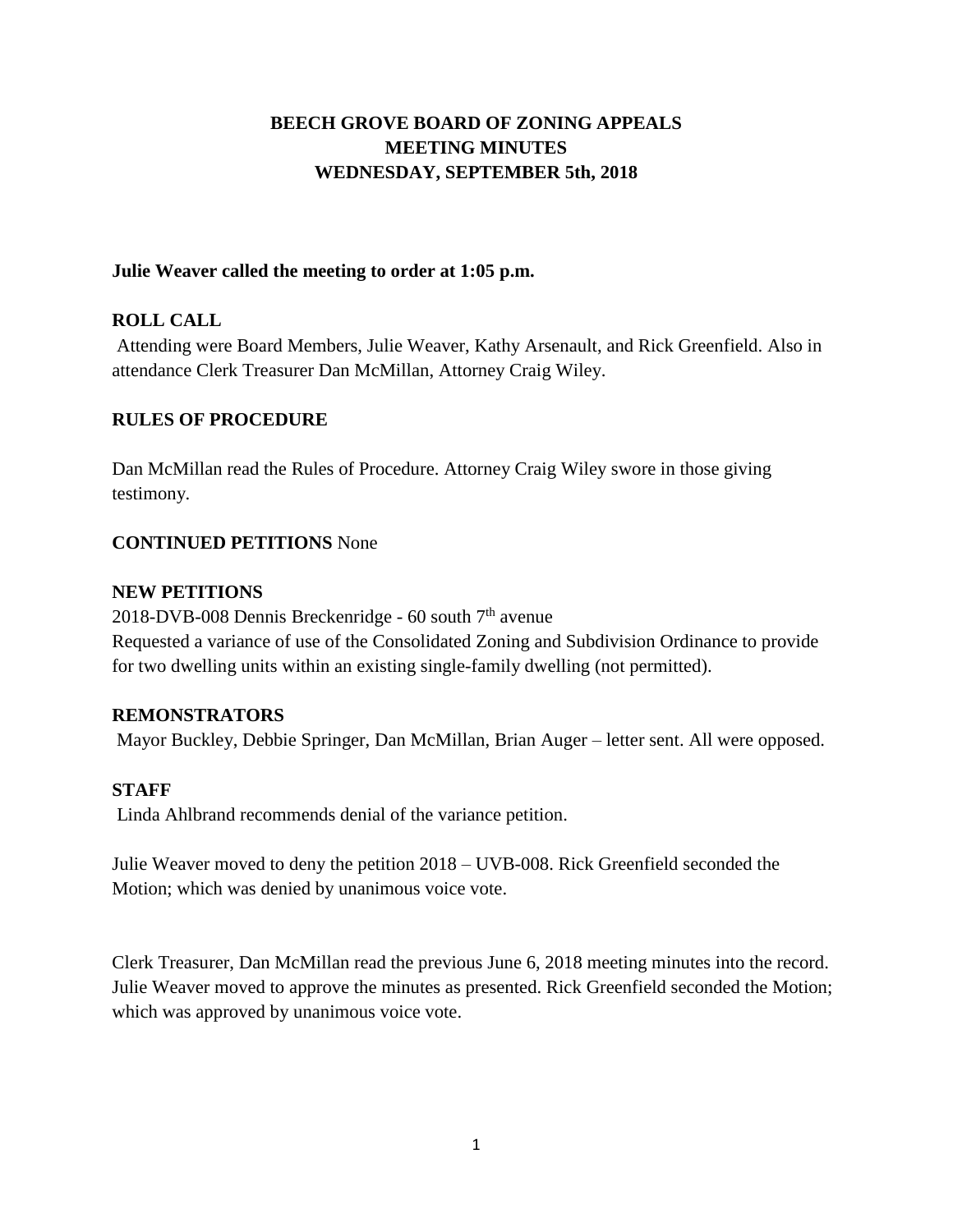# BEECH GROVE BOARD OF ZONING APPEALS
# MEETING MINUTES
# WEDNESDAY, SEPTEMBER 5th, 2018

**Julie Weaver called the meeting to order at 1:05 p.m.**

## ROLL CALL

Attending were Board Members, Julie Weaver, Kathy Arsenault, and Rick Greenfield. Also in attendance Clerk Treasurer Dan McMillan, Attorney Craig Wiley.

## RULES OF PROCEDURE

Dan McMillan read the Rules of Procedure. Attorney Craig Wiley swore in those giving testimony.

**CONTINUED PETITIONS** None

## NEW PETITIONS

2018-DVB-008 Dennis Breckenridge - 60 south 7th avenue
Requested a variance of use of the Consolidated Zoning and Subdivision Ordinance to provide for two dwelling units within an existing single-family dwelling (not permitted).

## REMONSTRATORS

Mayor Buckley, Debbie Springer, Dan McMillan, Brian Auger – letter sent. All were opposed.

## STAFF

Linda Ahlbrand recommends denial of the variance petition.

Julie Weaver moved to deny the petition 2018 – UVB-008. Rick Greenfield seconded the Motion; which was denied by unanimous voice vote.

Clerk Treasurer, Dan McMillan read the previous June 6, 2018 meeting minutes into the record. Julie Weaver moved to approve the minutes as presented. Rick Greenfield seconded the Motion; which was approved by unanimous voice vote.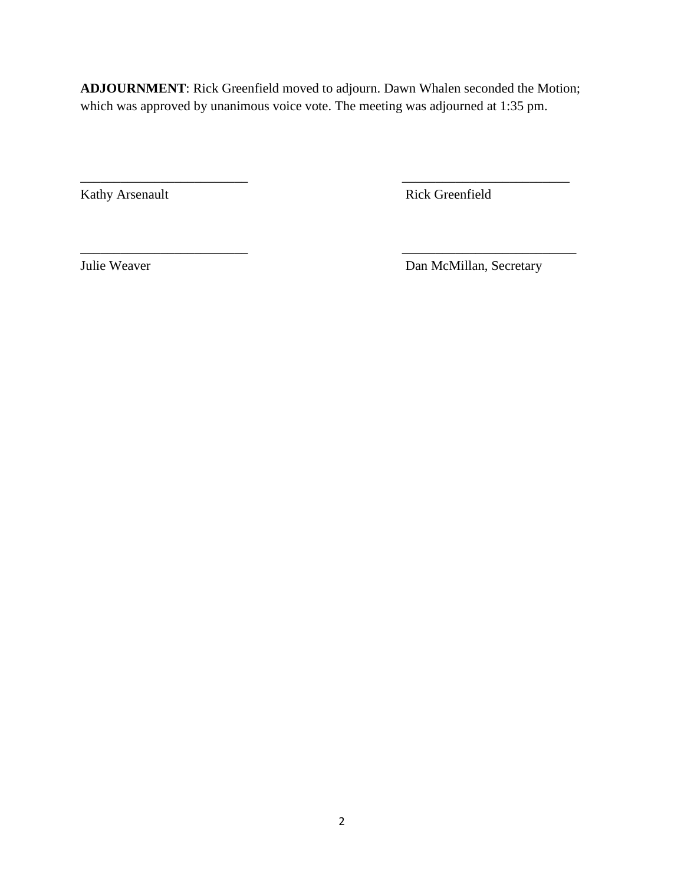**ADJOURNMENT**: Rick Greenfield moved to adjourn. Dawn Whalen seconded the Motion; which was approved by unanimous voice vote. The meeting was adjourned at 1:35 pm.

| | |
|---|---|
| _________________________ | _________________________ |
| Kathy Arsenault | Rick Greenfield |
| _________________________ | _________________________ |
| Julie Weaver | Dan McMillan, Secretary |